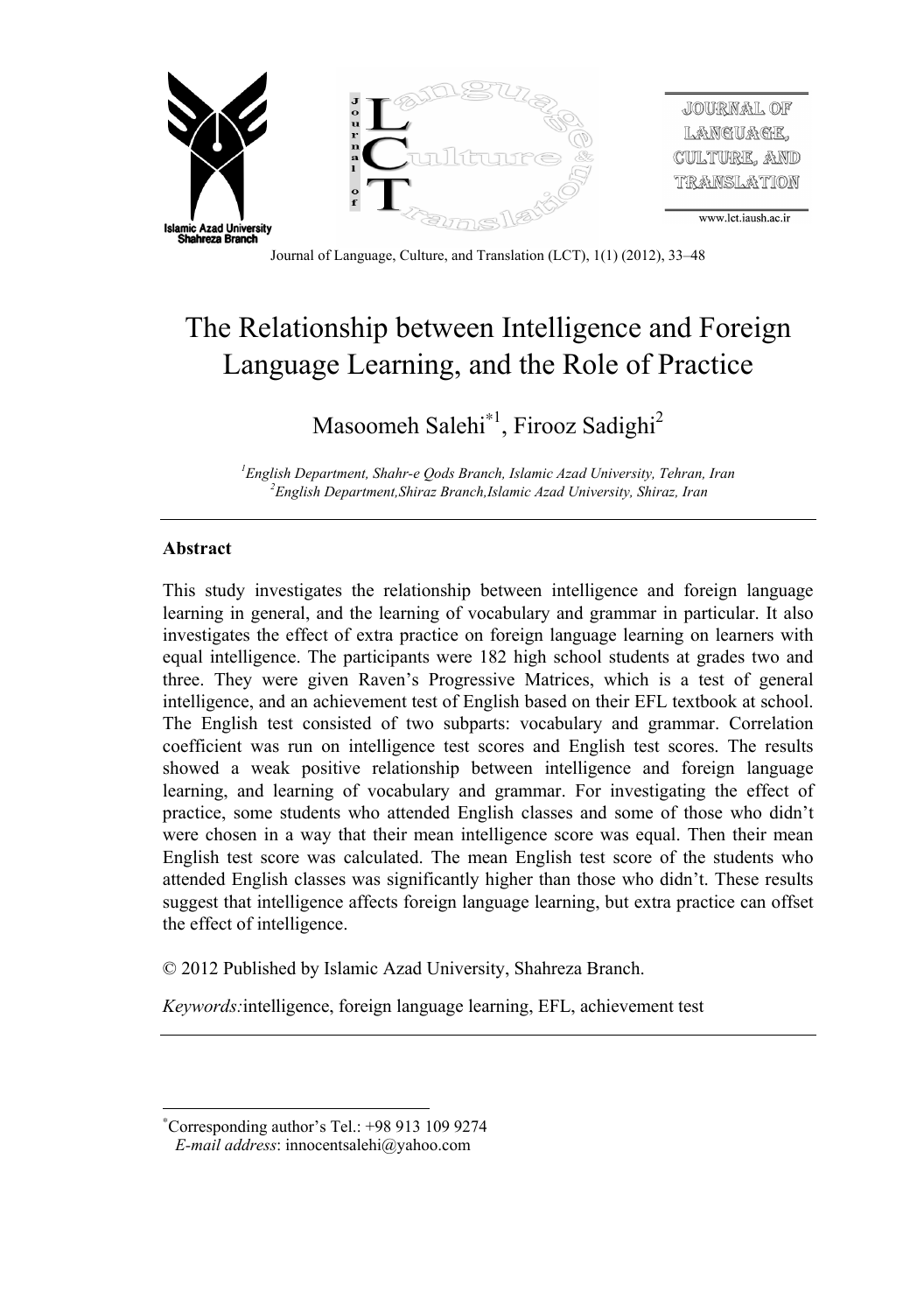# The Relationship between Intelligence and Foreign Language Learning, and the Role of Practice

Masoomeh Salehi*[1], Firooz Sadighi[2]

*[1]English Department, Shahr-e Qods Branch, Islamic Azad University, Tehran, Iran*
*[2]English Department,Shiraz Branch,Islamic Azad University, Shiraz, Iran*

---

## Abstract

This study investigates the relationship between intelligence and foreign language learning in general, and the learning of vocabulary and grammar in particular. It also investigates the effect of extra practice on foreign language learning on learners with equal intelligence. The participants were 182 high school students at grades two and three. They were given Raven's Progressive Matrices, which is a test of general intelligence, and an achievement test of English based on their EFL textbook at school. The English test consisted of two subparts: vocabulary and grammar. Correlation coefficient was run on intelligence test scores and English test scores. The results showed a weak positive relationship between intelligence and foreign language learning, and learning of vocabulary and grammar. For investigating the effect of practice, some students who attended English classes and some of those who didn't were chosen in a way that their mean intelligence score was equal. Then their mean English test score was calculated. The mean English test score of the students who attended English classes was significantly higher than those who didn't. These results suggest that intelligence affects foreign language learning, but extra practice can offset the effect of intelligence.

© 2012 Published by Islamic Azad University, Shahreza Branch.

*Keywords:*intelligence, foreign language learning, EFL, achievement test

---

*Corresponding author's Tel.: +98 913 109 9274
*E-mail address*: innocentsalehi@yahoo.com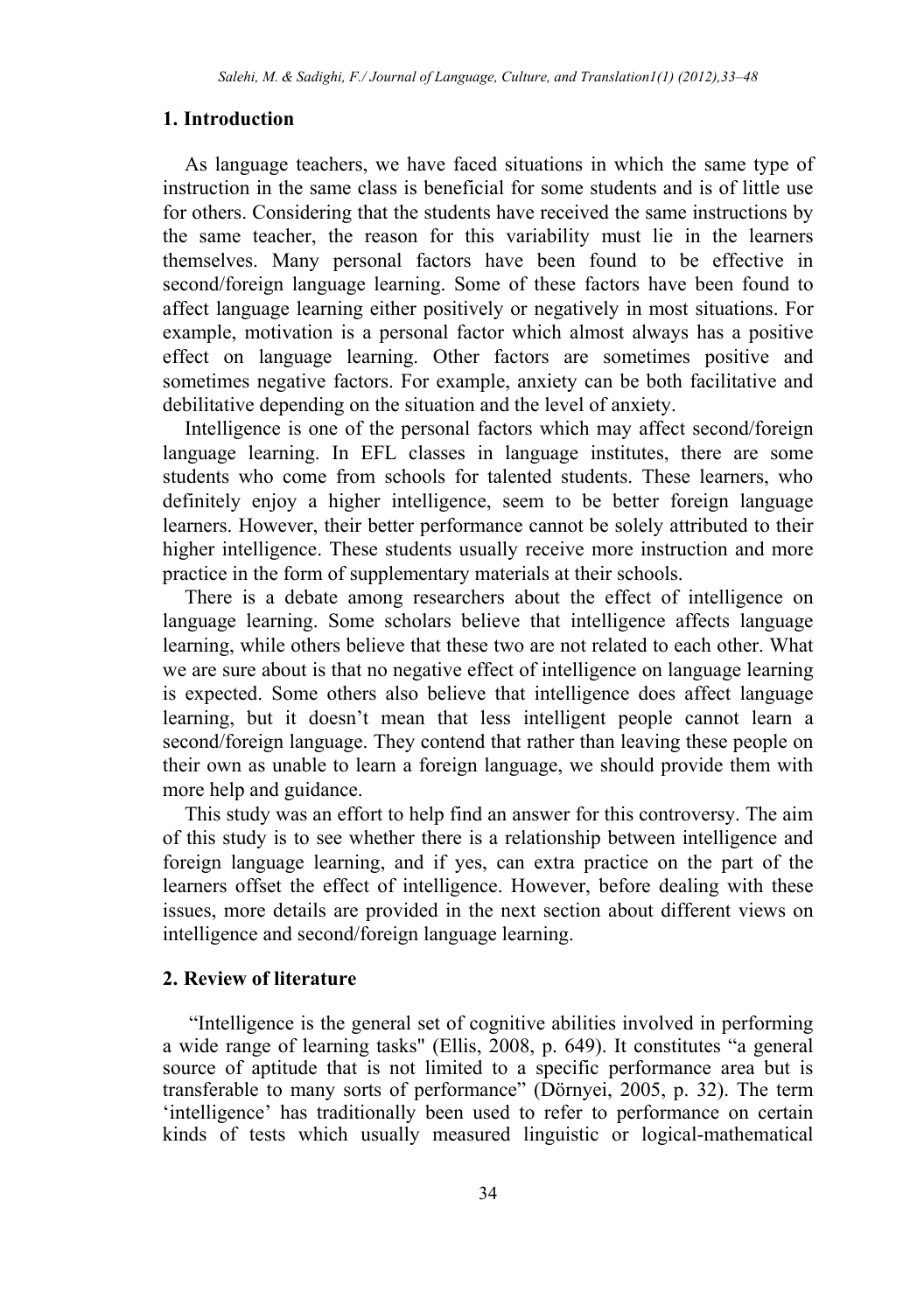## 1. Introduction

As language teachers, we have faced situations in which the same type of instruction in the same class is beneficial for some students and is of little use for others. Considering that the students have received the same instructions by the same teacher, the reason for this variability must lie in the learners themselves. Many personal factors have been found to be effective in second/foreign language learning. Some of these factors have been found to affect language learning either positively or negatively in most situations. For example, motivation is a personal factor which almost always has a positive effect on language learning. Other factors are sometimes positive and sometimes negative factors. For example, anxiety can be both facilitative and debilitative depending on the situation and the level of anxiety.

Intelligence is one of the personal factors which may affect second/foreign language learning. In EFL classes in language institutes, there are some students who come from schools for talented students. These learners, who definitely enjoy a higher intelligence, seem to be better foreign language learners. However, their better performance cannot be solely attributed to their higher intelligence. These students usually receive more instruction and more practice in the form of supplementary materials at their schools.

There is a debate among researchers about the effect of intelligence on language learning. Some scholars believe that intelligence affects language learning, while others believe that these two are not related to each other. What we are sure about is that no negative effect of intelligence on language learning is expected. Some others also believe that intelligence does affect language learning, but it doesn't mean that less intelligent people cannot learn a second/foreign language. They contend that rather than leaving these people on their own as unable to learn a foreign language, we should provide them with more help and guidance.

This study was an effort to help find an answer for this controversy. The aim of this study is to see whether there is a relationship between intelligence and foreign language learning, and if yes, can extra practice on the part of the learners offset the effect of intelligence. However, before dealing with these issues, more details are provided in the next section about different views on intelligence and second/foreign language learning.

## 2. Review of literature

"Intelligence is the general set of cognitive abilities involved in performing a wide range of learning tasks" (Ellis, 2008, p. 649). It constitutes "a general source of aptitude that is not limited to a specific performance area but is transferable to many sorts of performance" (Dörnyei, 2005, p. 32). The term 'intelligence' has traditionally been used to refer to performance on certain kinds of tests which usually measured linguistic or logical-mathematical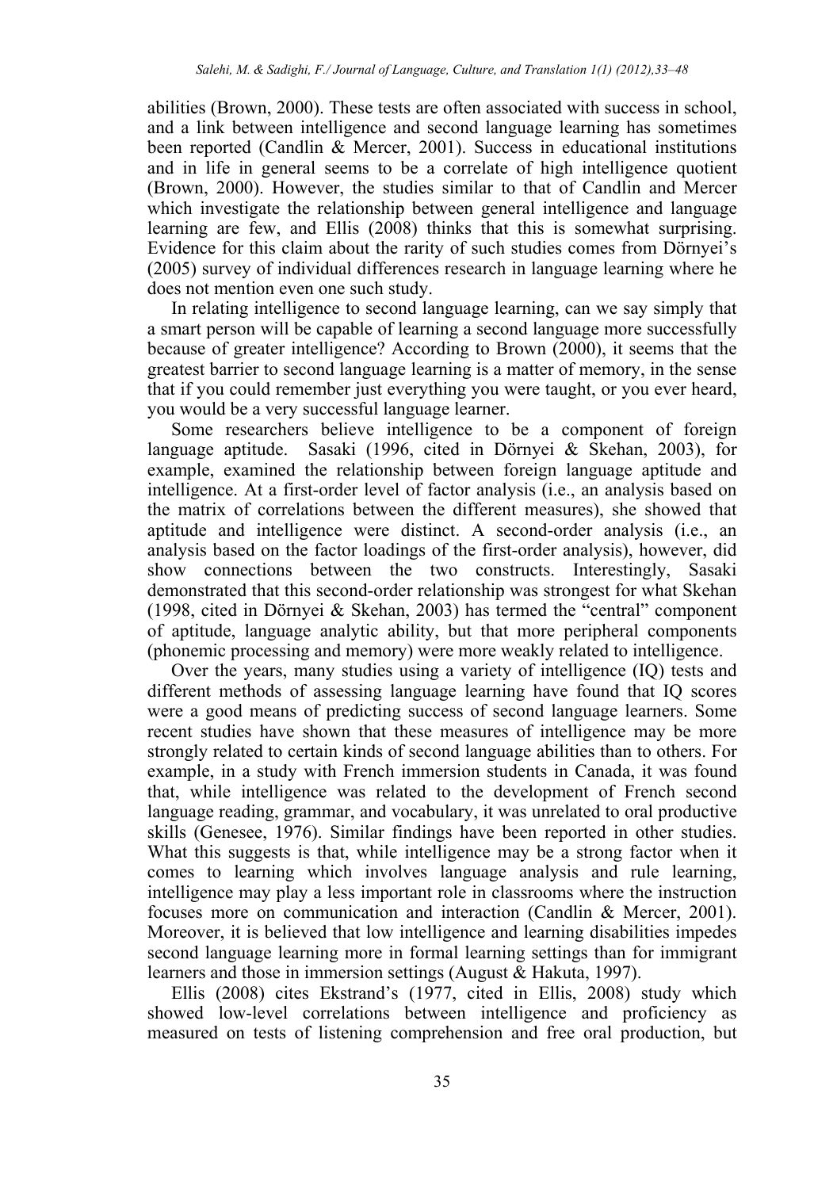abilities (Brown, 2000). These tests are often associated with success in school, and a link between intelligence and second language learning has sometimes been reported (Candlin & Mercer, 2001). Success in educational institutions and in life in general seems to be a correlate of high intelligence quotient (Brown, 2000). However, the studies similar to that of Candlin and Mercer which investigate the relationship between general intelligence and language learning are few, and Ellis (2008) thinks that this is somewhat surprising. Evidence for this claim about the rarity of such studies comes from Dörnyei's (2005) survey of individual differences research in language learning where he does not mention even one such study.

In relating intelligence to second language learning, can we say simply that a smart person will be capable of learning a second language more successfully because of greater intelligence? According to Brown (2000), it seems that the greatest barrier to second language learning is a matter of memory, in the sense that if you could remember just everything you were taught, or you ever heard, you would be a very successful language learner.

Some researchers believe intelligence to be a component of foreign language aptitude. Sasaki (1996, cited in Dörnyei & Skehan, 2003), for example, examined the relationship between foreign language aptitude and intelligence. At a first-order level of factor analysis (i.e., an analysis based on the matrix of correlations between the different measures), she showed that aptitude and intelligence were distinct. A second-order analysis (i.e., an analysis based on the factor loadings of the first-order analysis), however, did show connections between the two constructs. Interestingly, Sasaki demonstrated that this second-order relationship was strongest for what Skehan (1998, cited in Dörnyei & Skehan, 2003) has termed the "central" component of aptitude, language analytic ability, but that more peripheral components (phonemic processing and memory) were more weakly related to intelligence.

Over the years, many studies using a variety of intelligence (IQ) tests and different methods of assessing language learning have found that IQ scores were a good means of predicting success of second language learners. Some recent studies have shown that these measures of intelligence may be more strongly related to certain kinds of second language abilities than to others. For example, in a study with French immersion students in Canada, it was found that, while intelligence was related to the development of French second language reading, grammar, and vocabulary, it was unrelated to oral productive skills (Genesee, 1976). Similar findings have been reported in other studies. What this suggests is that, while intelligence may be a strong factor when it comes to learning which involves language analysis and rule learning, intelligence may play a less important role in classrooms where the instruction focuses more on communication and interaction (Candlin & Mercer, 2001). Moreover, it is believed that low intelligence and learning disabilities impedes second language learning more in formal learning settings than for immigrant learners and those in immersion settings (August & Hakuta, 1997).

Ellis (2008) cites Ekstrand's (1977, cited in Ellis, 2008) study which showed low-level correlations between intelligence and proficiency as measured on tests of listening comprehension and free oral production, but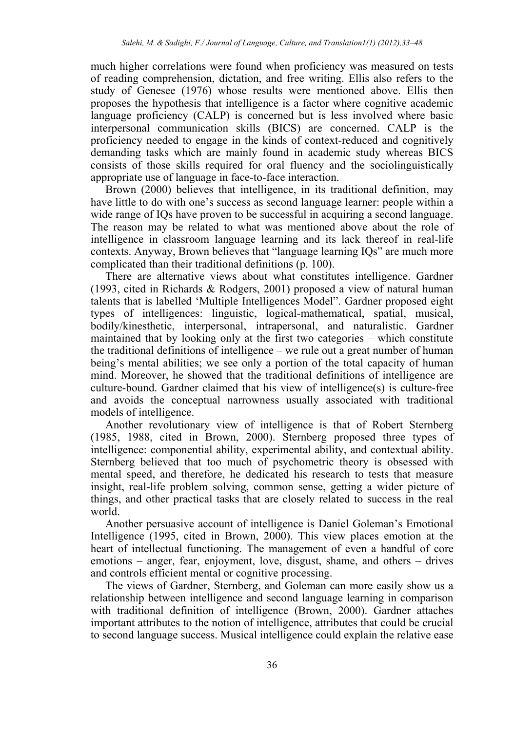much higher correlations were found when proficiency was measured on tests of reading comprehension, dictation, and free writing. Ellis also refers to the study of Genesee (1976) whose results were mentioned above. Ellis then proposes the hypothesis that intelligence is a factor where cognitive academic language proficiency (CALP) is concerned but is less involved where basic interpersonal communication skills (BICS) are concerned. CALP is the proficiency needed to engage in the kinds of context-reduced and cognitively demanding tasks which are mainly found in academic study whereas BICS consists of those skills required for oral fluency and the sociolinguistically appropriate use of language in face-to-face interaction.

Brown (2000) believes that intelligence, in its traditional definition, may have little to do with one's success as second language learner: people within a wide range of IQs have proven to be successful in acquiring a second language. The reason may be related to what was mentioned above about the role of intelligence in classroom language learning and its lack thereof in real-life contexts. Anyway, Brown believes that "language learning IQs" are much more complicated than their traditional definitions (p. 100).

There are alternative views about what constitutes intelligence. Gardner (1993, cited in Richards & Rodgers, 2001) proposed a view of natural human talents that is labelled 'Multiple Intelligences Model". Gardner proposed eight types of intelligences: linguistic, logical-mathematical, spatial, musical, bodily/kinesthetic, interpersonal, intrapersonal, and naturalistic. Gardner maintained that by looking only at the first two categories – which constitute the traditional definitions of intelligence – we rule out a great number of human being's mental abilities; we see only a portion of the total capacity of human mind. Moreover, he showed that the traditional definitions of intelligence are culture-bound. Gardner claimed that his view of intelligence(s) is culture-free and avoids the conceptual narrowness usually associated with traditional models of intelligence.

Another revolutionary view of intelligence is that of Robert Sternberg (1985, 1988, cited in Brown, 2000). Sternberg proposed three types of intelligence: componential ability, experimental ability, and contextual ability. Sternberg believed that too much of psychometric theory is obsessed with mental speed, and therefore, he dedicated his research to tests that measure insight, real-life problem solving, common sense, getting a wider picture of things, and other practical tasks that are closely related to success in the real world.

Another persuasive account of intelligence is Daniel Goleman's Emotional Intelligence (1995, cited in Brown, 2000). This view places emotion at the heart of intellectual functioning. The management of even a handful of core emotions – anger, fear, enjoyment, love, disgust, shame, and others – drives and controls efficient mental or cognitive processing.

The views of Gardner, Sternberg, and Goleman can more easily show us a relationship between intelligence and second language learning in comparison with traditional definition of intelligence (Brown, 2000). Gardner attaches important attributes to the notion of intelligence, attributes that could be crucial to second language success. Musical intelligence could explain the relative ease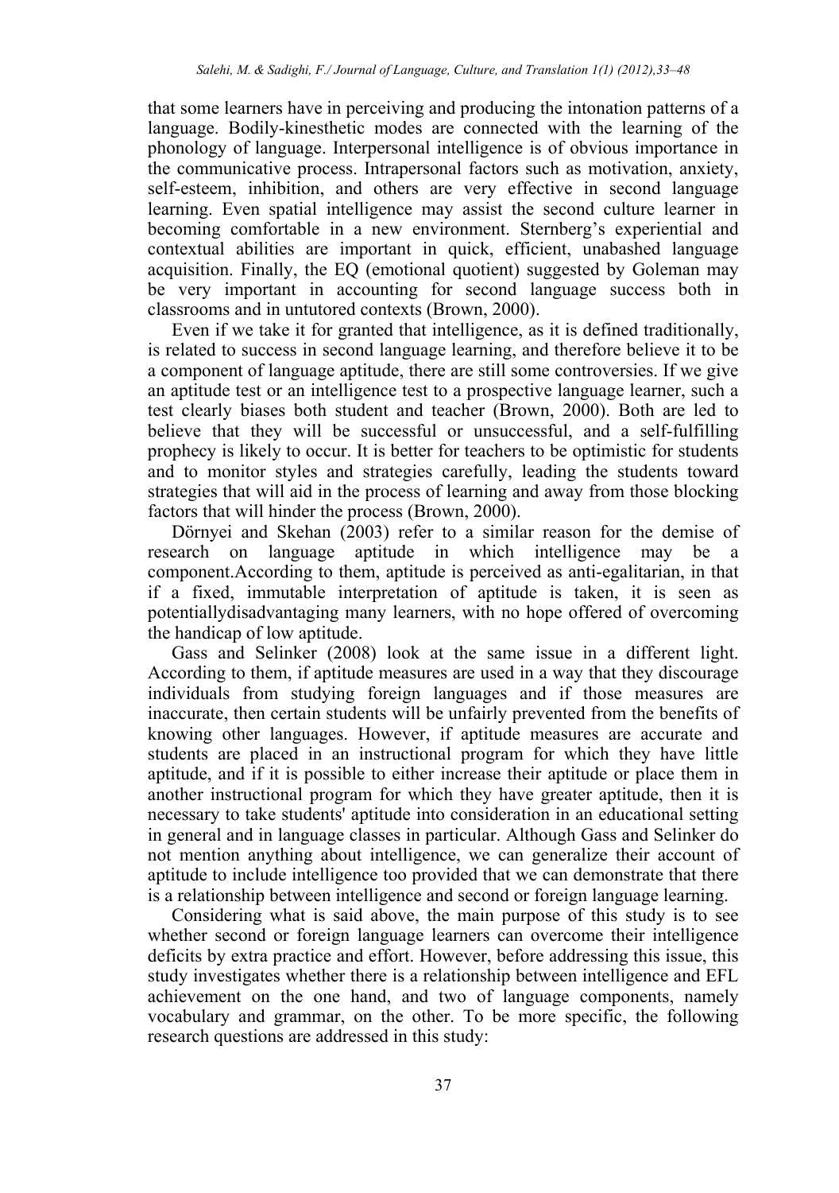that some learners have in perceiving and producing the intonation patterns of a language. Bodily-kinesthetic modes are connected with the learning of the phonology of language. Interpersonal intelligence is of obvious importance in the communicative process. Intrapersonal factors such as motivation, anxiety, self-esteem, inhibition, and others are very effective in second language learning. Even spatial intelligence may assist the second culture learner in becoming comfortable in a new environment. Sternberg's experiential and contextual abilities are important in quick, efficient, unabashed language acquisition. Finally, the EQ (emotional quotient) suggested by Goleman may be very important in accounting for second language success both in classrooms and in untutored contexts (Brown, 2000).

Even if we take it for granted that intelligence, as it is defined traditionally, is related to success in second language learning, and therefore believe it to be a component of language aptitude, there are still some controversies. If we give an aptitude test or an intelligence test to a prospective language learner, such a test clearly biases both student and teacher (Brown, 2000). Both are led to believe that they will be successful or unsuccessful, and a self-fulfilling prophecy is likely to occur. It is better for teachers to be optimistic for students and to monitor styles and strategies carefully, leading the students toward strategies that will aid in the process of learning and away from those blocking factors that will hinder the process (Brown, 2000).

Dörnyei and Skehan (2003) refer to a similar reason for the demise of research on language aptitude in which intelligence may be a component.According to them, aptitude is perceived as anti-egalitarian, in that if a fixed, immutable interpretation of aptitude is taken, it is seen as potentiallydisadvantaging many learners, with no hope offered of overcoming the handicap of low aptitude.

Gass and Selinker (2008) look at the same issue in a different light. According to them, if aptitude measures are used in a way that they discourage individuals from studying foreign languages and if those measures are inaccurate, then certain students will be unfairly prevented from the benefits of knowing other languages. However, if aptitude measures are accurate and students are placed in an instructional program for which they have little aptitude, and if it is possible to either increase their aptitude or place them in another instructional program for which they have greater aptitude, then it is necessary to take students' aptitude into consideration in an educational setting in general and in language classes in particular. Although Gass and Selinker do not mention anything about intelligence, we can generalize their account of aptitude to include intelligence too provided that we can demonstrate that there is a relationship between intelligence and second or foreign language learning.

Considering what is said above, the main purpose of this study is to see whether second or foreign language learners can overcome their intelligence deficits by extra practice and effort. However, before addressing this issue, this study investigates whether there is a relationship between intelligence and EFL achievement on the one hand, and two of language components, namely vocabulary and grammar, on the other. To be more specific, the following research questions are addressed in this study: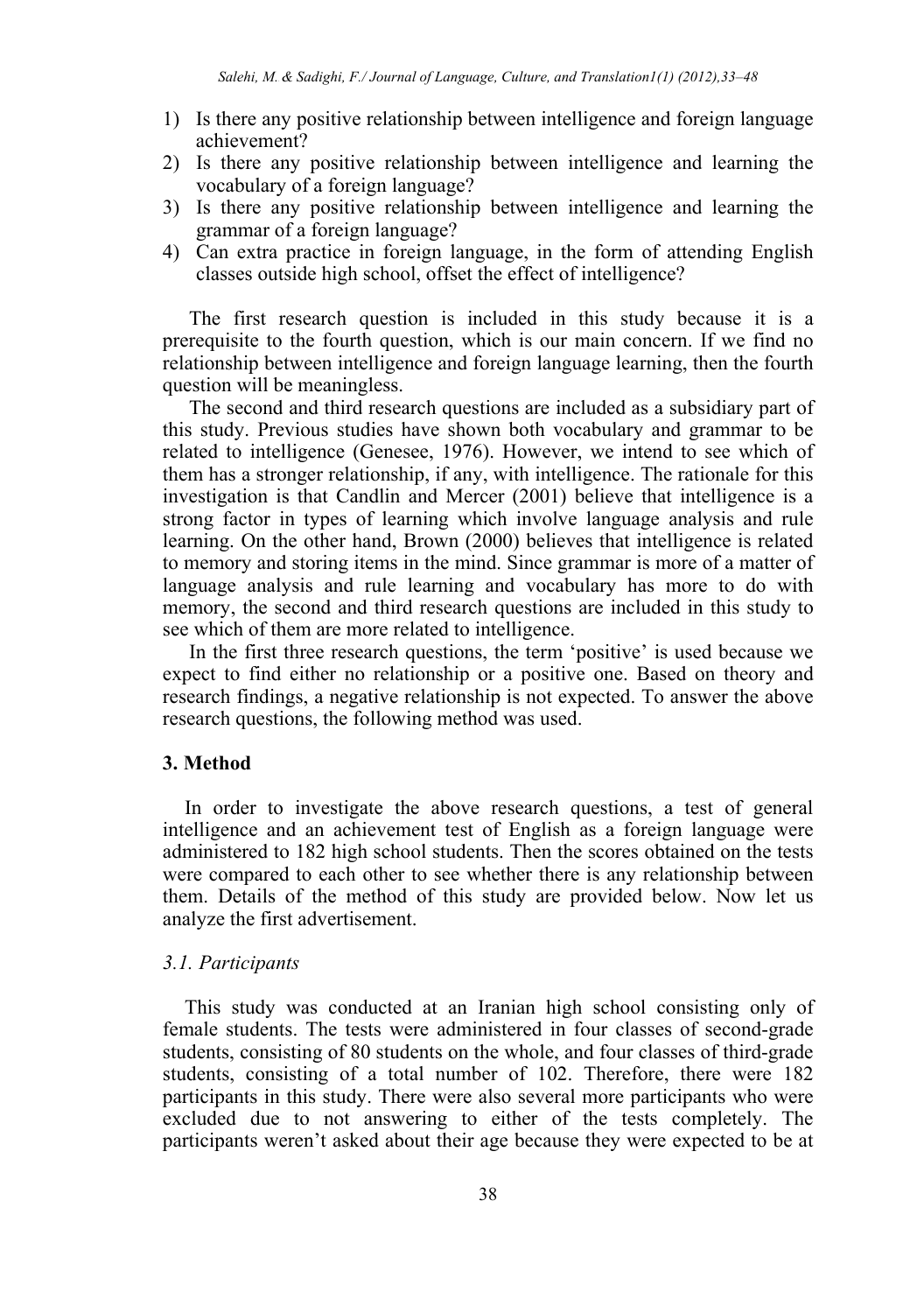1) Is there any positive relationship between intelligence and foreign language achievement?
2) Is there any positive relationship between intelligence and learning the vocabulary of a foreign language?
3) Is there any positive relationship between intelligence and learning the grammar of a foreign language?
4) Can extra practice in foreign language, in the form of attending English classes outside high school, offset the effect of intelligence?

The first research question is included in this study because it is a prerequisite to the fourth question, which is our main concern. If we find no relationship between intelligence and foreign language learning, then the fourth question will be meaningless.

The second and third research questions are included as a subsidiary part of this study. Previous studies have shown both vocabulary and grammar to be related to intelligence (Genesee, 1976). However, we intend to see which of them has a stronger relationship, if any, with intelligence. The rationale for this investigation is that Candlin and Mercer (2001) believe that intelligence is a strong factor in types of learning which involve language analysis and rule learning. On the other hand, Brown (2000) believes that intelligence is related to memory and storing items in the mind. Since grammar is more of a matter of language analysis and rule learning and vocabulary has more to do with memory, the second and third research questions are included in this study to see which of them are more related to intelligence.

In the first three research questions, the term 'positive' is used because we expect to find either no relationship or a positive one. Based on theory and research findings, a negative relationship is not expected. To answer the above research questions, the following method was used.

## 3. Method

In order to investigate the above research questions, a test of general intelligence and an achievement test of English as a foreign language were administered to 182 high school students. Then the scores obtained on the tests were compared to each other to see whether there is any relationship between them. Details of the method of this study are provided below. Now let us analyze the first advertisement.

### *3.1. Participants*

This study was conducted at an Iranian high school consisting only of female students. The tests were administered in four classes of second-grade students, consisting of 80 students on the whole, and four classes of third-grade students, consisting of a total number of 102. Therefore, there were 182 participants in this study. There were also several more participants who were excluded due to not answering to either of the tests completely. The participants weren't asked about their age because they were expected to be at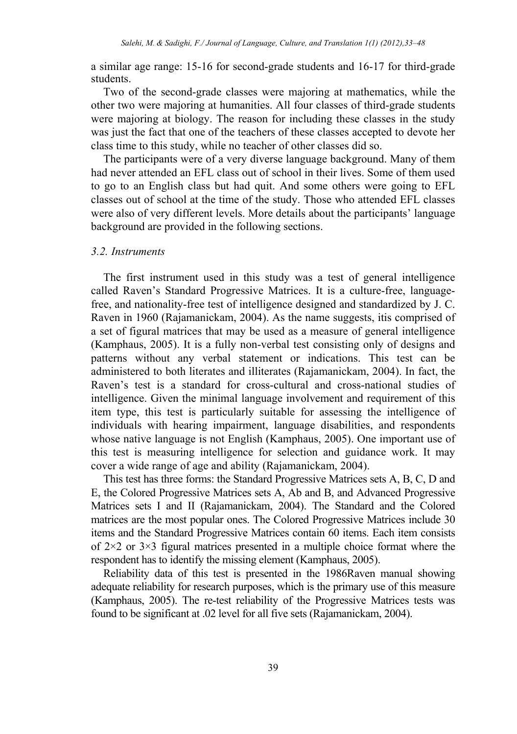a similar age range: 15-16 for second-grade students and 16-17 for third-grade students.

Two of the second-grade classes were majoring at mathematics, while the other two were majoring at humanities. All four classes of third-grade students were majoring at biology. The reason for including these classes in the study was just the fact that one of the teachers of these classes accepted to devote her class time to this study, while no teacher of other classes did so.

The participants were of a very diverse language background. Many of them had never attended an EFL class out of school in their lives. Some of them used to go to an English class but had quit. And some others were going to EFL classes out of school at the time of the study. Those who attended EFL classes were also of very different levels. More details about the participants' language background are provided in the following sections.

### *3.2. Instruments*

The first instrument used in this study was a test of general intelligence called Raven's Standard Progressive Matrices. It is a culture-free, language-free, and nationality-free test of intelligence designed and standardized by J. C. Raven in 1960 (Rajamanickam, 2004). As the name suggests, itis comprised of a set of figural matrices that may be used as a measure of general intelligence (Kamphaus, 2005). It is a fully non-verbal test consisting only of designs and patterns without any verbal statement or indications. This test can be administered to both literates and illiterates (Rajamanickam, 2004). In fact, the Raven's test is a standard for cross-cultural and cross-national studies of intelligence. Given the minimal language involvement and requirement of this item type, this test is particularly suitable for assessing the intelligence of individuals with hearing impairment, language disabilities, and respondents whose native language is not English (Kamphaus, 2005). One important use of this test is measuring intelligence for selection and guidance work. It may cover a wide range of age and ability (Rajamanickam, 2004).

This test has three forms: the Standard Progressive Matrices sets A, B, C, D and E, the Colored Progressive Matrices sets A, Ab and B, and Advanced Progressive Matrices sets I and II (Rajamanickam, 2004). The Standard and the Colored matrices are the most popular ones. The Colored Progressive Matrices include 30 items and the Standard Progressive Matrices contain 60 items. Each item consists of $2\times2$ or $3\times3$ figural matrices presented in a multiple choice format where the respondent has to identify the missing element (Kamphaus, 2005).

Reliability data of this test is presented in the 1986Raven manual showing adequate reliability for research purposes, which is the primary use of this measure (Kamphaus, 2005). The re-test reliability of the Progressive Matrices tests was found to be significant at .02 level for all five sets (Rajamanickam, 2004).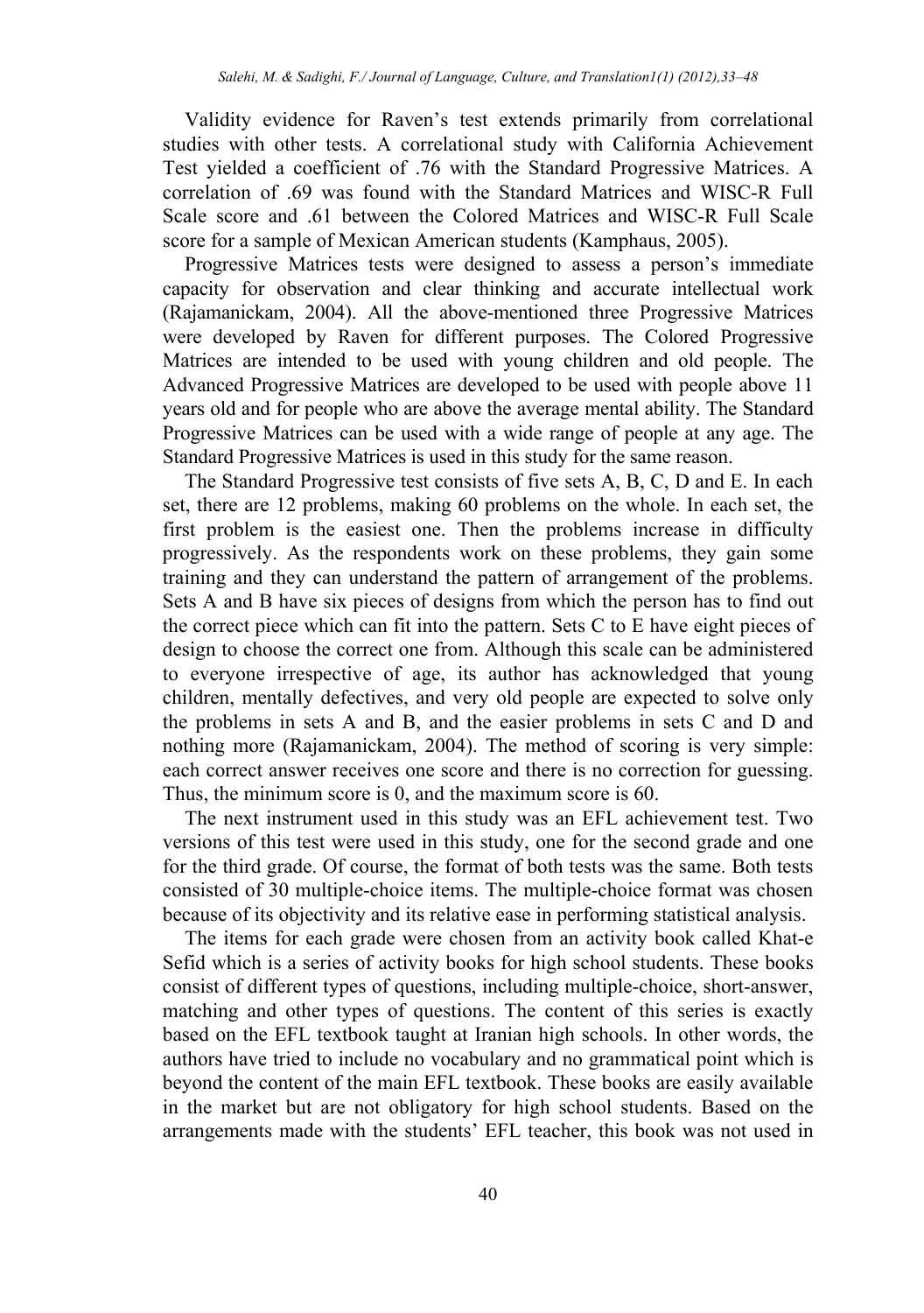Validity evidence for Raven's test extends primarily from correlational studies with other tests. A correlational study with California Achievement Test yielded a coefficient of .76 with the Standard Progressive Matrices. A correlation of .69 was found with the Standard Matrices and WISC-R Full Scale score and .61 between the Colored Matrices and WISC-R Full Scale score for a sample of Mexican American students (Kamphaus, 2005).

Progressive Matrices tests were designed to assess a person's immediate capacity for observation and clear thinking and accurate intellectual work (Rajamanickam, 2004). All the above-mentioned three Progressive Matrices were developed by Raven for different purposes. The Colored Progressive Matrices are intended to be used with young children and old people. The Advanced Progressive Matrices are developed to be used with people above 11 years old and for people who are above the average mental ability. The Standard Progressive Matrices can be used with a wide range of people at any age. The Standard Progressive Matrices is used in this study for the same reason.

The Standard Progressive test consists of five sets A, B, C, D and E. In each set, there are 12 problems, making 60 problems on the whole. In each set, the first problem is the easiest one. Then the problems increase in difficulty progressively. As the respondents work on these problems, they gain some training and they can understand the pattern of arrangement of the problems. Sets A and B have six pieces of designs from which the person has to find out the correct piece which can fit into the pattern. Sets C to E have eight pieces of design to choose the correct one from. Although this scale can be administered to everyone irrespective of age, its author has acknowledged that young children, mentally defectives, and very old people are expected to solve only the problems in sets A and B, and the easier problems in sets C and D and nothing more (Rajamanickam, 2004). The method of scoring is very simple: each correct answer receives one score and there is no correction for guessing. Thus, the minimum score is 0, and the maximum score is 60.

The next instrument used in this study was an EFL achievement test. Two versions of this test were used in this study, one for the second grade and one for the third grade. Of course, the format of both tests was the same. Both tests consisted of 30 multiple-choice items. The multiple-choice format was chosen because of its objectivity and its relative ease in performing statistical analysis.

The items for each grade were chosen from an activity book called Khat-e Sefid which is a series of activity books for high school students. These books consist of different types of questions, including multiple-choice, short-answer, matching and other types of questions. The content of this series is exactly based on the EFL textbook taught at Iranian high schools. In other words, the authors have tried to include no vocabulary and no grammatical point which is beyond the content of the main EFL textbook. These books are easily available in the market but are not obligatory for high school students. Based on the arrangements made with the students' EFL teacher, this book was not used in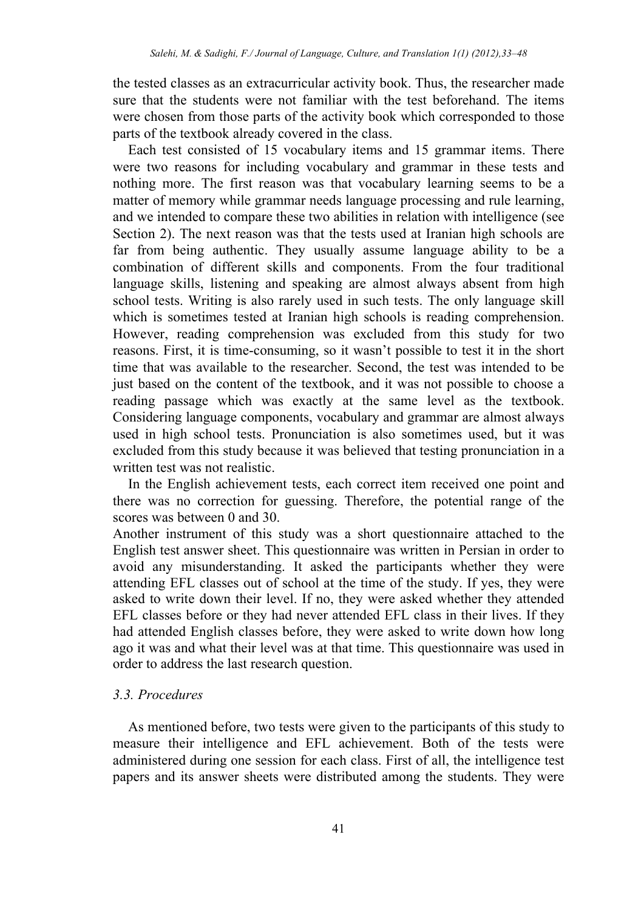the tested classes as an extracurricular activity book. Thus, the researcher made sure that the students were not familiar with the test beforehand. The items were chosen from those parts of the activity book which corresponded to those parts of the textbook already covered in the class.

Each test consisted of 15 vocabulary items and 15 grammar items. There were two reasons for including vocabulary and grammar in these tests and nothing more. The first reason was that vocabulary learning seems to be a matter of memory while grammar needs language processing and rule learning, and we intended to compare these two abilities in relation with intelligence (see Section 2). The next reason was that the tests used at Iranian high schools are far from being authentic. They usually assume language ability to be a combination of different skills and components. From the four traditional language skills, listening and speaking are almost always absent from high school tests. Writing is also rarely used in such tests. The only language skill which is sometimes tested at Iranian high schools is reading comprehension. However, reading comprehension was excluded from this study for two reasons. First, it is time-consuming, so it wasn't possible to test it in the short time that was available to the researcher. Second, the test was intended to be just based on the content of the textbook, and it was not possible to choose a reading passage which was exactly at the same level as the textbook. Considering language components, vocabulary and grammar are almost always used in high school tests. Pronunciation is also sometimes used, but it was excluded from this study because it was believed that testing pronunciation in a written test was not realistic.

In the English achievement tests, each correct item received one point and there was no correction for guessing. Therefore, the potential range of the scores was between 0 and 30.

Another instrument of this study was a short questionnaire attached to the English test answer sheet. This questionnaire was written in Persian in order to avoid any misunderstanding. It asked the participants whether they were attending EFL classes out of school at the time of the study. If yes, they were asked to write down their level. If no, they were asked whether they attended EFL classes before or they had never attended EFL class in their lives. If they had attended English classes before, they were asked to write down how long ago it was and what their level was at that time. This questionnaire was used in order to address the last research question.

### *3.3. Procedures*

As mentioned before, two tests were given to the participants of this study to measure their intelligence and EFL achievement. Both of the tests were administered during one session for each class. First of all, the intelligence test papers and its answer sheets were distributed among the students. They were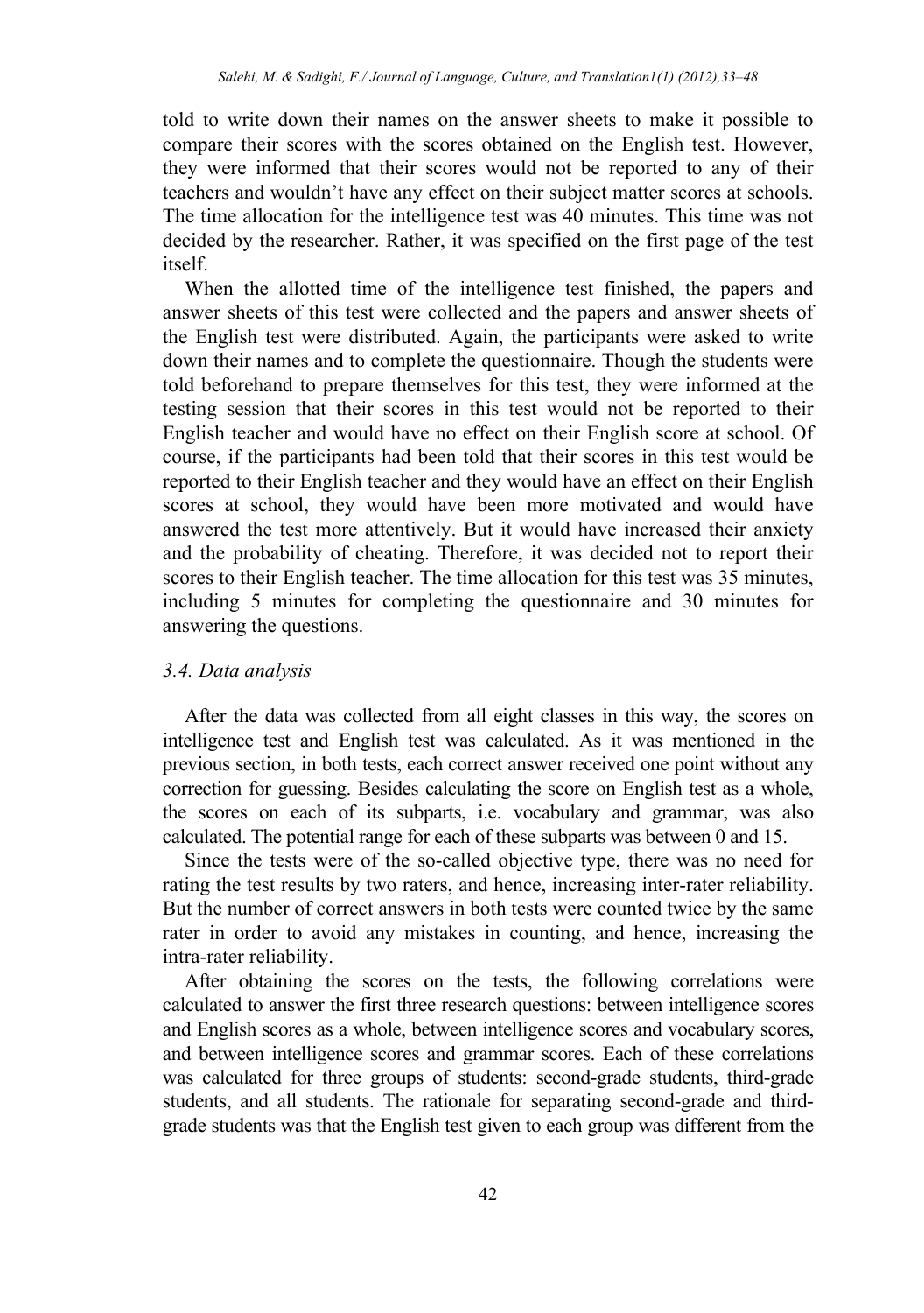told to write down their names on the answer sheets to make it possible to compare their scores with the scores obtained on the English test. However, they were informed that their scores would not be reported to any of their teachers and wouldn't have any effect on their subject matter scores at schools. The time allocation for the intelligence test was 40 minutes. This time was not decided by the researcher. Rather, it was specified on the first page of the test itself.

When the allotted time of the intelligence test finished, the papers and answer sheets of this test were collected and the papers and answer sheets of the English test were distributed. Again, the participants were asked to write down their names and to complete the questionnaire. Though the students were told beforehand to prepare themselves for this test, they were informed at the testing session that their scores in this test would not be reported to their English teacher and would have no effect on their English score at school. Of course, if the participants had been told that their scores in this test would be reported to their English teacher and they would have an effect on their English scores at school, they would have been more motivated and would have answered the test more attentively. But it would have increased their anxiety and the probability of cheating. Therefore, it was decided not to report their scores to their English teacher. The time allocation for this test was 35 minutes, including 5 minutes for completing the questionnaire and 30 minutes for answering the questions.

### *3.4. Data analysis*

After the data was collected from all eight classes in this way, the scores on intelligence test and English test was calculated. As it was mentioned in the previous section, in both tests, each correct answer received one point without any correction for guessing. Besides calculating the score on English test as a whole, the scores on each of its subparts, i.e. vocabulary and grammar, was also calculated. The potential range for each of these subparts was between 0 and 15.

Since the tests were of the so-called objective type, there was no need for rating the test results by two raters, and hence, increasing inter-rater reliability. But the number of correct answers in both tests were counted twice by the same rater in order to avoid any mistakes in counting, and hence, increasing the intra-rater reliability.

After obtaining the scores on the tests, the following correlations were calculated to answer the first three research questions: between intelligence scores and English scores as a whole, between intelligence scores and vocabulary scores, and between intelligence scores and grammar scores. Each of these correlations was calculated for three groups of students: second-grade students, third-grade students, and all students. The rationale for separating second-grade and third-grade students was that the English test given to each group was different from the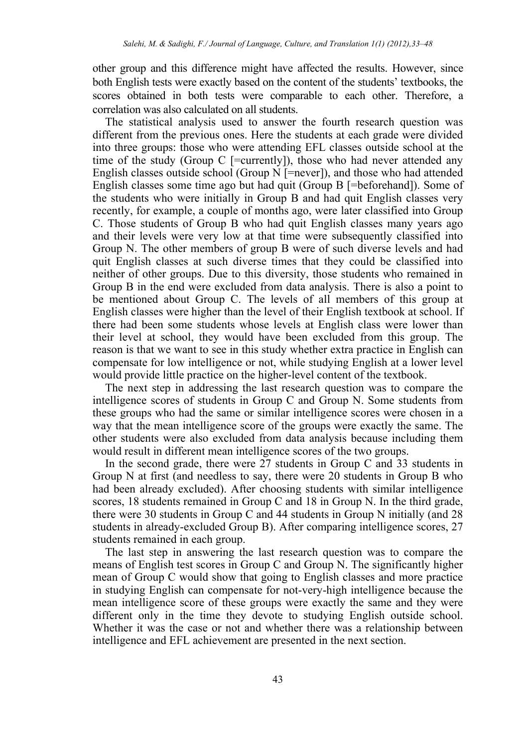other group and this difference might have affected the results. However, since both English tests were exactly based on the content of the students' textbooks, the scores obtained in both tests were comparable to each other. Therefore, a correlation was also calculated on all students.

The statistical analysis used to answer the fourth research question was different from the previous ones. Here the students at each grade were divided into three groups: those who were attending EFL classes outside school at the time of the study (Group C [=currently]), those who had never attended any English classes outside school (Group N [=never]), and those who had attended English classes some time ago but had quit (Group B [=beforehand]). Some of the students who were initially in Group B and had quit English classes very recently, for example, a couple of months ago, were later classified into Group C. Those students of Group B who had quit English classes many years ago and their levels were very low at that time were subsequently classified into Group N. The other members of group B were of such diverse levels and had quit English classes at such diverse times that they could be classified into neither of other groups. Due to this diversity, those students who remained in Group B in the end were excluded from data analysis. There is also a point to be mentioned about Group C. The levels of all members of this group at English classes were higher than the level of their English textbook at school. If there had been some students whose levels at English class were lower than their level at school, they would have been excluded from this group. The reason is that we want to see in this study whether extra practice in English can compensate for low intelligence or not, while studying English at a lower level would provide little practice on the higher-level content of the textbook.

The next step in addressing the last research question was to compare the intelligence scores of students in Group C and Group N. Some students from these groups who had the same or similar intelligence scores were chosen in a way that the mean intelligence score of the groups were exactly the same. The other students were also excluded from data analysis because including them would result in different mean intelligence scores of the two groups.

In the second grade, there were 27 students in Group C and 33 students in Group N at first (and needless to say, there were 20 students in Group B who had been already excluded). After choosing students with similar intelligence scores, 18 students remained in Group C and 18 in Group N. In the third grade, there were 30 students in Group C and 44 students in Group N initially (and 28 students in already-excluded Group B). After comparing intelligence scores, 27 students remained in each group.

The last step in answering the last research question was to compare the means of English test scores in Group C and Group N. The significantly higher mean of Group C would show that going to English classes and more practice in studying English can compensate for not-very-high intelligence because the mean intelligence score of these groups were exactly the same and they were different only in the time they devote to studying English outside school. Whether it was the case or not and whether there was a relationship between intelligence and EFL achievement are presented in the next section.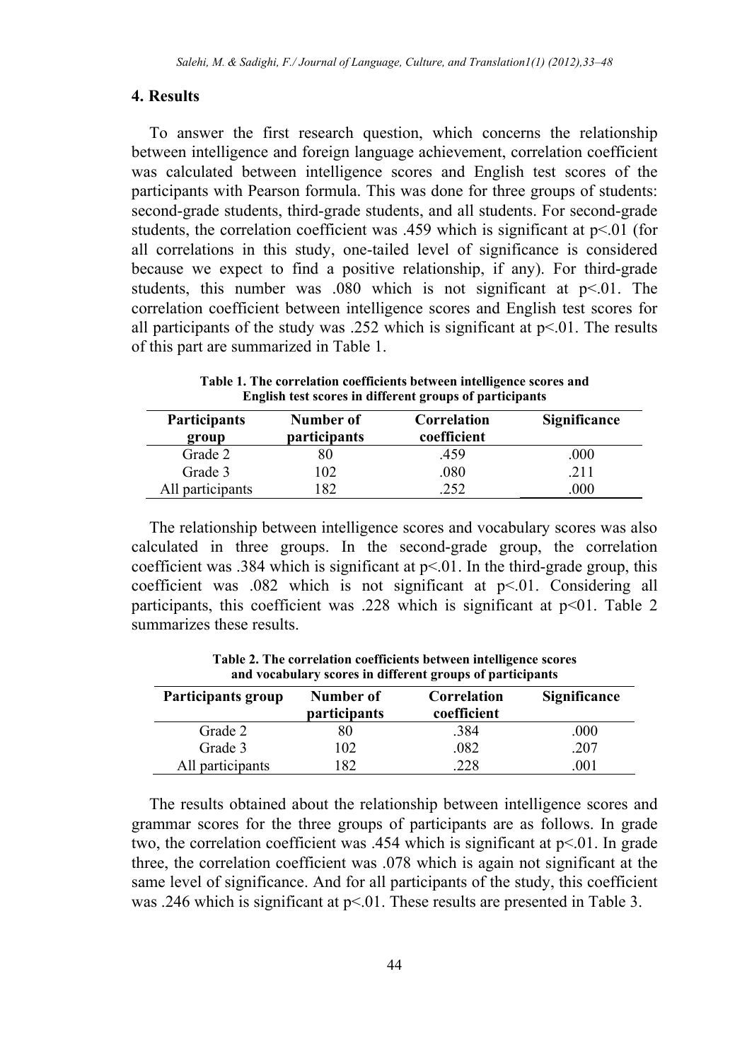## 4. Results

To answer the first research question, which concerns the relationship between intelligence and foreign language achievement, correlation coefficient was calculated between intelligence scores and English test scores of the participants with Pearson formula. This was done for three groups of students: second-grade students, third-grade students, and all students. For second-grade students, the correlation coefficient was .459 which is significant at $p<.01$ (for all correlations in this study, one-tailed level of significance is considered because we expect to find a positive relationship, if any). For third-grade students, this number was .080 which is not significant at $p<.01$. The correlation coefficient between intelligence scores and English test scores for all participants of the study was .252 which is significant at $p<.01$. The results of this part are summarized in Table 1.

**Table 1. The correlation coefficients between intelligence scores and English test scores in different groups of participants**

| Participants group | Number of participants | Correlation coefficient | Significance |
|---|---|---|---|
| Grade 2 | 80 | .459 | .000 |
| Grade 3 | 102 | .080 | .211 |
| All participants | 182 | .252 | .000 |

The relationship between intelligence scores and vocabulary scores was also calculated in three groups. In the second-grade group, the correlation coefficient was .384 which is significant at $p<.01$. In the third-grade group, this coefficient was .082 which is not significant at $p<.01$. Considering all participants, this coefficient was .228 which is significant at p<01. Table 2 summarizes these results.

**Table 2. The correlation coefficients between intelligence scores and vocabulary scores in different groups of participants**

| Participants group | Number of participants | Correlation coefficient | Significance |
|---|---|---|---|
| Grade 2 | 80 | .384 | .000 |
| Grade 3 | 102 | .082 | .207 |
| All participants | 182 | .228 | .001 |

The results obtained about the relationship between intelligence scores and grammar scores for the three groups of participants are as follows. In grade two, the correlation coefficient was .454 which is significant at $p<.01$. In grade three, the correlation coefficient was .078 which is again not significant at the same level of significance. And for all participants of the study, this coefficient was .246 which is significant at $p<.01$. These results are presented in Table 3.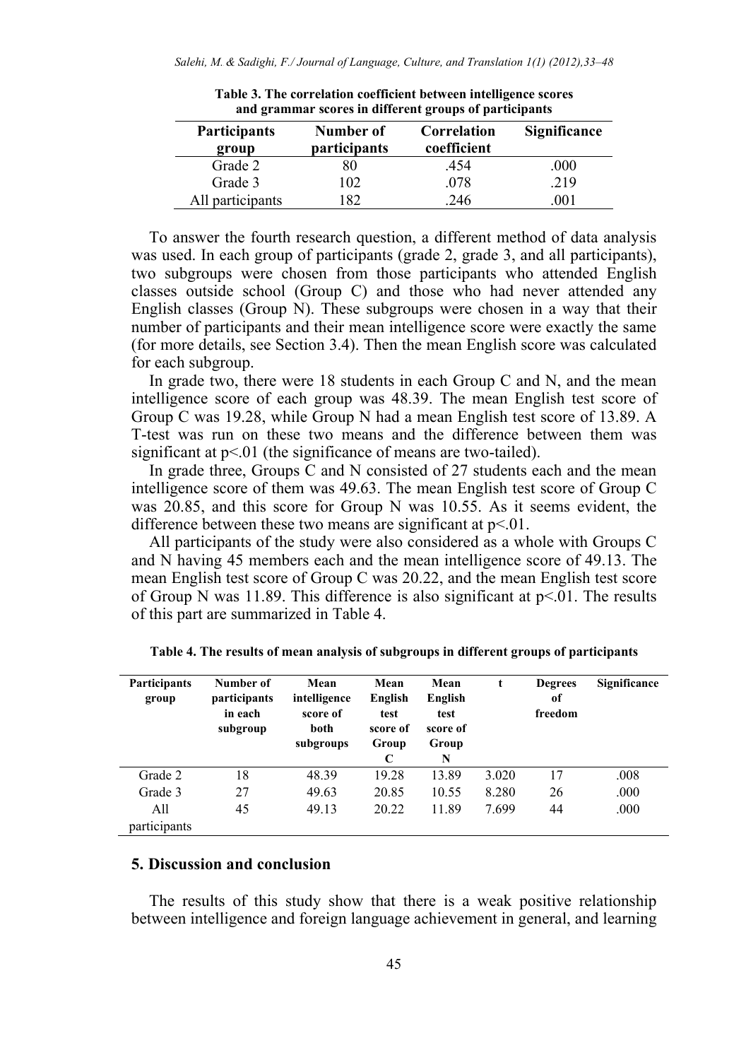**Table 3. The correlation coefficient between intelligence scores and grammar scores in different groups of participants**

| Participants group | Number of participants | Correlation coefficient | Significance |
|---|---|---|---|
| Grade 2 | 80 | .454 | .000 |
| Grade 3 | 102 | .078 | .219 |
| All participants | 182 | .246 | .001 |

To answer the fourth research question, a different method of data analysis was used. In each group of participants (grade 2, grade 3, and all participants), two subgroups were chosen from those participants who attended English classes outside school (Group C) and those who had never attended any English classes (Group N). These subgroups were chosen in a way that their number of participants and their mean intelligence score were exactly the same (for more details, see Section 3.4). Then the mean English score was calculated for each subgroup.

In grade two, there were 18 students in each Group C and N, and the mean intelligence score of each group was 48.39. The mean English test score of Group C was 19.28, while Group N had a mean English test score of 13.89. A T-test was run on these two means and the difference between them was significant at $p<.01$ (the significance of means are two-tailed).

In grade three, Groups C and N consisted of 27 students each and the mean intelligence score of them was 49.63. The mean English test score of Group C was 20.85, and this score for Group N was 10.55. As it seems evident, the difference between these two means are significant at $p<.01$.

All participants of the study were also considered as a whole with Groups C and N having 45 members each and the mean intelligence score of 49.13. The mean English test score of Group C was 20.22, and the mean English test score of Group N was 11.89. This difference is also significant at $p<.01$. The results of this part are summarized in Table 4.

**Table 4. The results of mean analysis of subgroups in different groups of participants**

| Participants group | Number of participants in each subgroup | Mean intelligence score of both subgroups | Mean English test score of Group C | Mean English test score of Group N | t | Degrees of freedom | Significance |
|---|---|---|---|---|---|---|---|
| Grade 2 | 18 | 48.39 | 19.28 | 13.89 | 3.020 | 17 | .008 |
| Grade 3 | 27 | 49.63 | 20.85 | 10.55 | 8.280 | 26 | .000 |
| All participants | 45 | 49.13 | 20.22 | 11.89 | 7.699 | 44 | .000 |

## 5. Discussion and conclusion

The results of this study show that there is a weak positive relationship between intelligence and foreign language achievement in general, and learning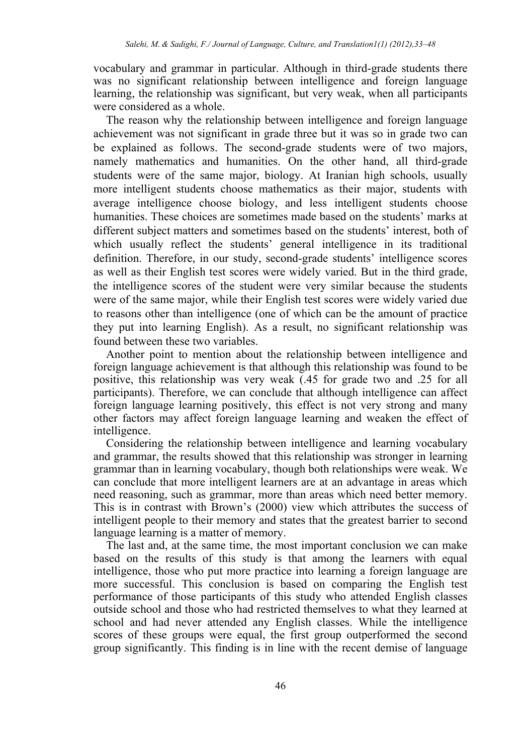vocabulary and grammar in particular. Although in third-grade students there was no significant relationship between intelligence and foreign language learning, the relationship was significant, but very weak, when all participants were considered as a whole.

The reason why the relationship between intelligence and foreign language achievement was not significant in grade three but it was so in grade two can be explained as follows. The second-grade students were of two majors, namely mathematics and humanities. On the other hand, all third-grade students were of the same major, biology. At Iranian high schools, usually more intelligent students choose mathematics as their major, students with average intelligence choose biology, and less intelligent students choose humanities. These choices are sometimes made based on the students' marks at different subject matters and sometimes based on the students' interest, both of which usually reflect the students' general intelligence in its traditional definition. Therefore, in our study, second-grade students' intelligence scores as well as their English test scores were widely varied. But in the third grade, the intelligence scores of the student were very similar because the students were of the same major, while their English test scores were widely varied due to reasons other than intelligence (one of which can be the amount of practice they put into learning English). As a result, no significant relationship was found between these two variables.

Another point to mention about the relationship between intelligence and foreign language achievement is that although this relationship was found to be positive, this relationship was very weak (.45 for grade two and .25 for all participants). Therefore, we can conclude that although intelligence can affect foreign language learning positively, this effect is not very strong and many other factors may affect foreign language learning and weaken the effect of intelligence.

Considering the relationship between intelligence and learning vocabulary and grammar, the results showed that this relationship was stronger in learning grammar than in learning vocabulary, though both relationships were weak. We can conclude that more intelligent learners are at an advantage in areas which need reasoning, such as grammar, more than areas which need better memory. This is in contrast with Brown's (2000) view which attributes the success of intelligent people to their memory and states that the greatest barrier to second language learning is a matter of memory.

The last and, at the same time, the most important conclusion we can make based on the results of this study is that among the learners with equal intelligence, those who put more practice into learning a foreign language are more successful. This conclusion is based on comparing the English test performance of those participants of this study who attended English classes outside school and those who had restricted themselves to what they learned at school and had never attended any English classes. While the intelligence scores of these groups were equal, the first group outperformed the second group significantly. This finding is in line with the recent demise of language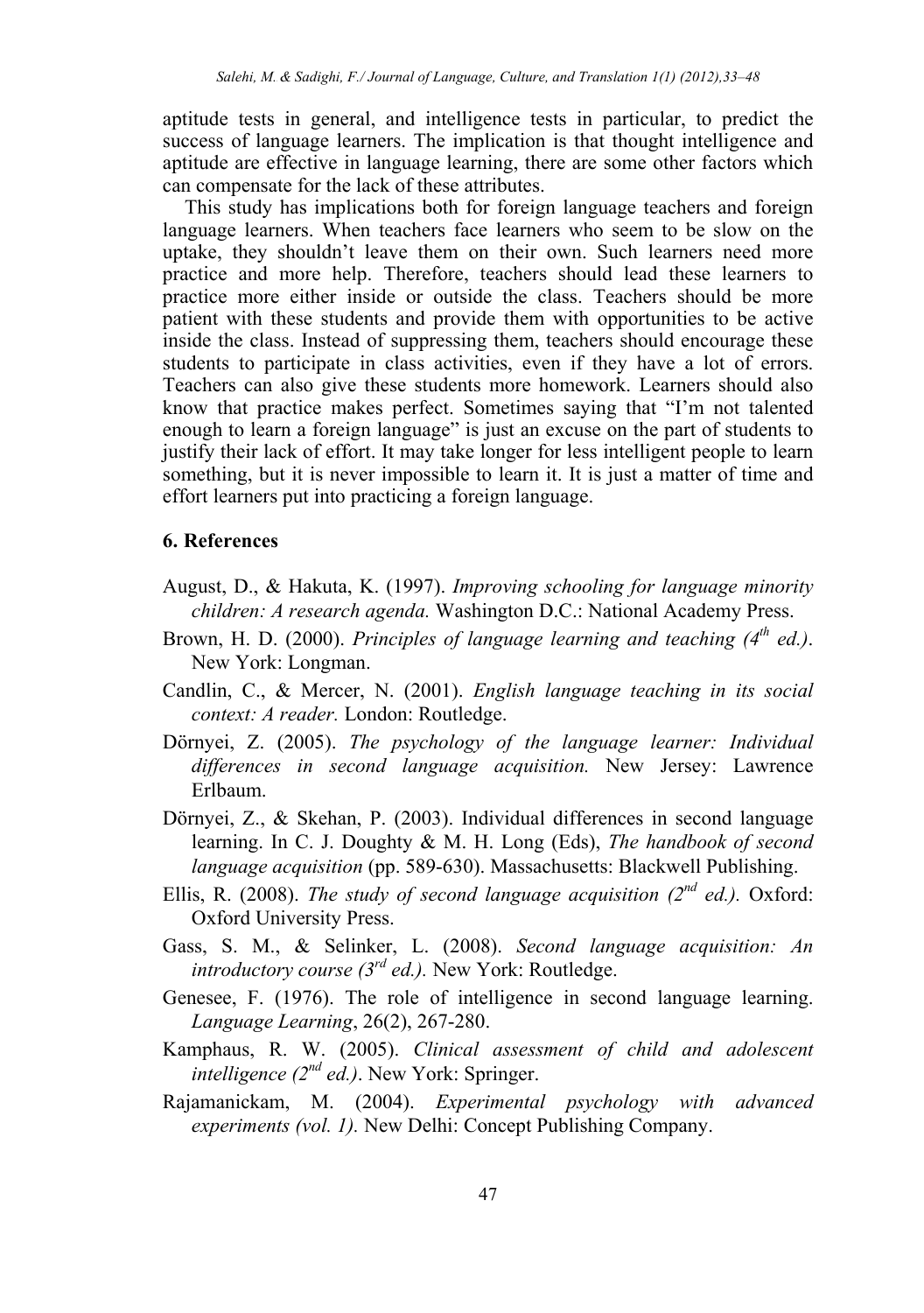aptitude tests in general, and intelligence tests in particular, to predict the success of language learners. The implication is that thought intelligence and aptitude are effective in language learning, there are some other factors which can compensate for the lack of these attributes.

This study has implications both for foreign language teachers and foreign language learners. When teachers face learners who seem to be slow on the uptake, they shouldn't leave them on their own. Such learners need more practice and more help. Therefore, teachers should lead these learners to practice more either inside or outside the class. Teachers should be more patient with these students and provide them with opportunities to be active inside the class. Instead of suppressing them, teachers should encourage these students to participate in class activities, even if they have a lot of errors. Teachers can also give these students more homework. Learners should also know that practice makes perfect. Sometimes saying that "I'm not talented enough to learn a foreign language" is just an excuse on the part of students to justify their lack of effort. It may take longer for less intelligent people to learn something, but it is never impossible to learn it. It is just a matter of time and effort learners put into practicing a foreign language.

## 6. References

August, D., & Hakuta, K. (1997). *Improving schooling for language minority children: A research agenda.* Washington D.C.: National Academy Press.

Brown, H. D. (2000). *Principles of language learning and teaching (4th ed.)*. New York: Longman.

Candlin, C., & Mercer, N. (2001). *English language teaching in its social context: A reader.* London: Routledge.

Dörnyei, Z. (2005). *The psychology of the language learner: Individual differences in second language acquisition.* New Jersey: Lawrence Erlbaum.

Dörnyei, Z., & Skehan, P. (2003). Individual differences in second language learning. In C. J. Doughty & M. H. Long (Eds), *The handbook of second language acquisition* (pp. 589-630). Massachusetts: Blackwell Publishing.

Ellis, R. (2008). *The study of second language acquisition (2nd ed.).* Oxford: Oxford University Press.

Gass, S. M., & Selinker, L. (2008). *Second language acquisition: An introductory course (3rd ed.).* New York: Routledge.

Genesee, F. (1976). The role of intelligence in second language learning. *Language Learning*, 26(2), 267-280.

Kamphaus, R. W. (2005). *Clinical assessment of child and adolescent intelligence (2nd ed.)*. New York: Springer.

Rajamanickam, M. (2004). *Experimental psychology with advanced experiments (vol. 1).* New Delhi: Concept Publishing Company.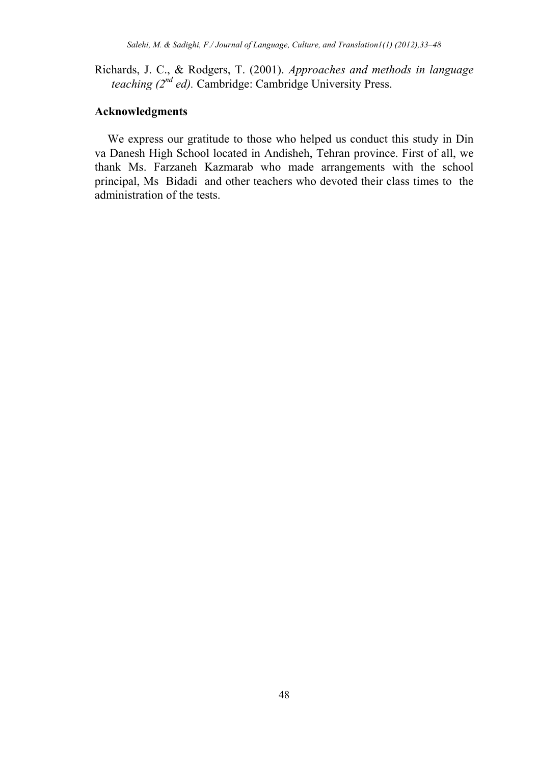Richards, J. C., & Rodgers, T. (2001). *Approaches and methods in language teaching (2nd ed).* Cambridge: Cambridge University Press.

## Acknowledgments

We express our gratitude to those who helped us conduct this study in Din va Danesh High School located in Andisheh, Tehran province. First of all, we thank Ms. Farzaneh Kazmarab who made arrangements with the school principal, Ms Bidadi and other teachers who devoted their class times to the administration of the tests.